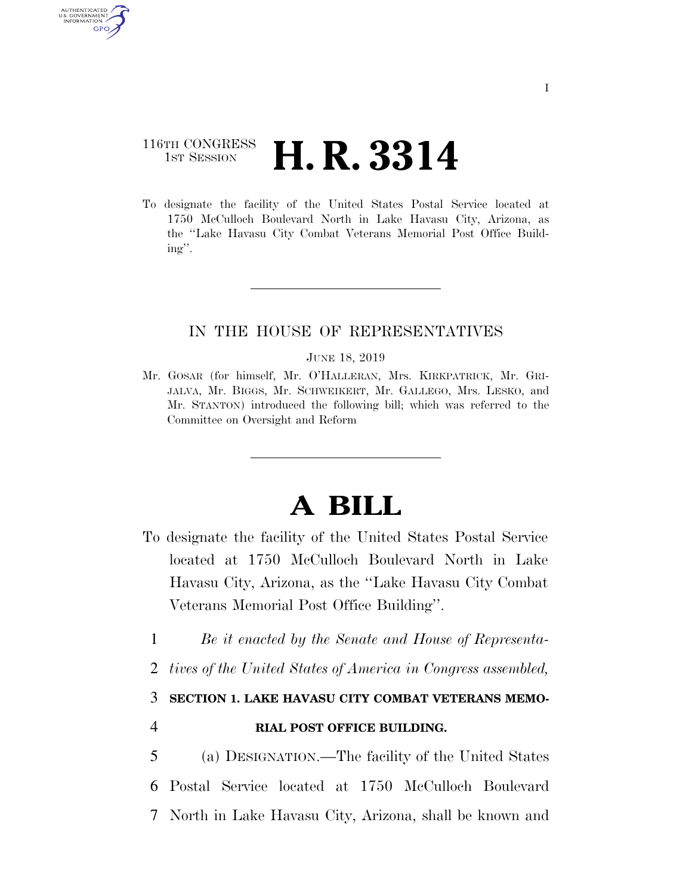116TH CONGRESS
1ST SESSION

# H. R. 3314

To designate the facility of the United States Postal Service located at 1750 McCulloch Boulevard North in Lake Havasu City, Arizona, as the "Lake Havasu City Combat Veterans Memorial Post Office Building".

IN THE HOUSE OF REPRESENTATIVES

JUNE 18, 2019

Mr. GOSAR (for himself, Mr. O'HALLERAN, Mrs. KIRKPATRICK, Mr. GRIJALVA, Mr. BIGGS, Mr. SCHWEIKERT, Mr. GALLEGO, Mrs. LESKO, and Mr. STANTON) introduced the following bill; which was referred to the Committee on Oversight and Reform

# A BILL

To designate the facility of the United States Postal Service located at 1750 McCulloch Boulevard North in Lake Havasu City, Arizona, as the "Lake Havasu City Combat Veterans Memorial Post Office Building".

1 *Be it enacted by the Senate and House of Representa-*
2 *tives of the United States of America in Congress assembled,*

3 **SECTION 1. LAKE HAVASU CITY COMBAT VETERANS MEMO-**
4 **RIAL POST OFFICE BUILDING.**

5 (a) DESIGNATION.—The facility of the United States
6 Postal Service located at 1750 McCulloch Boulevard
7 North in Lake Havasu City, Arizona, shall be known and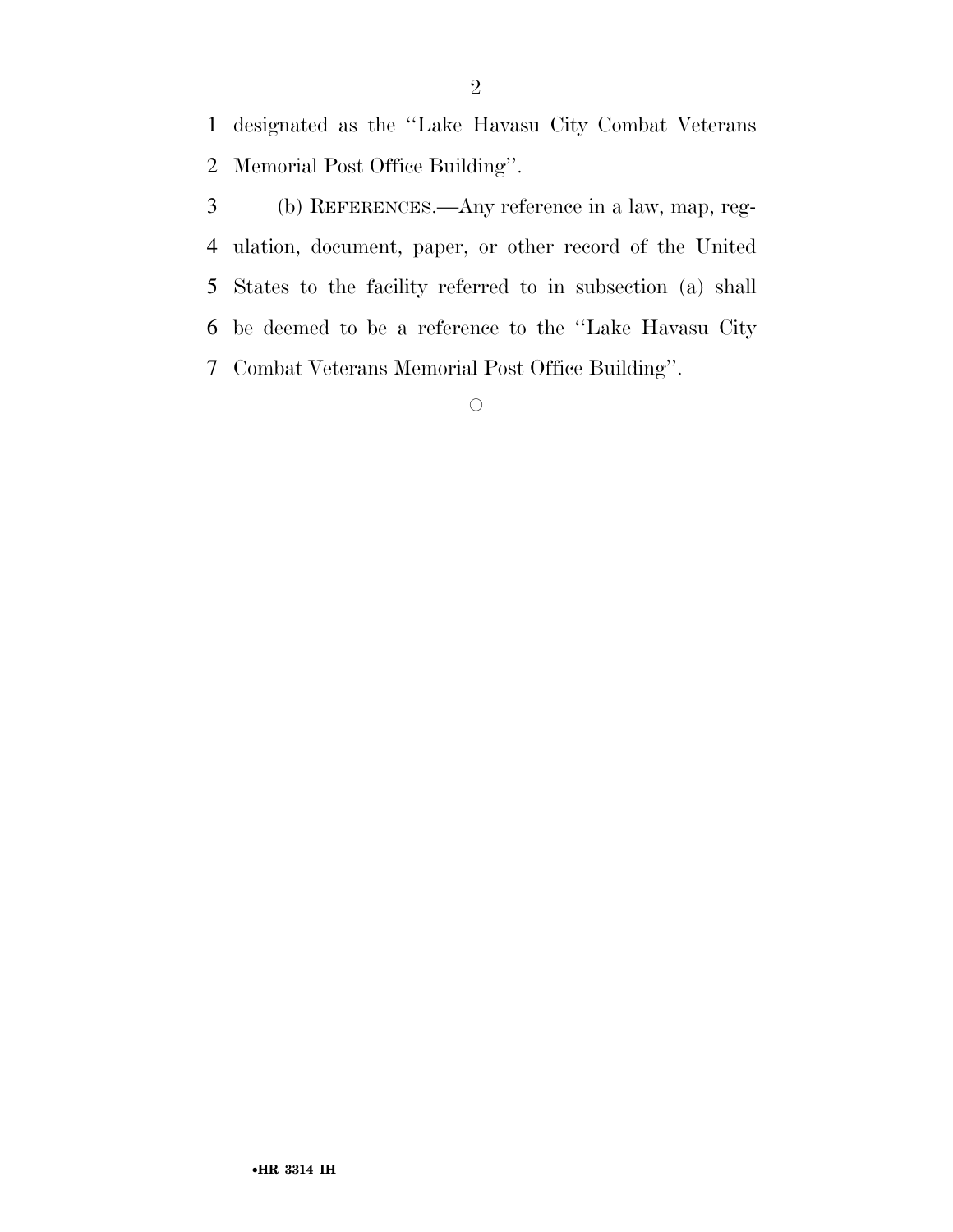designated as the "Lake Havasu City Combat Veterans Memorial Post Office Building".

(b) REFERENCES.—Any reference in a law, map, regulation, document, paper, or other record of the United States to the facility referred to in subsection (a) shall be deemed to be a reference to the "Lake Havasu City Combat Veterans Memorial Post Office Building".

○